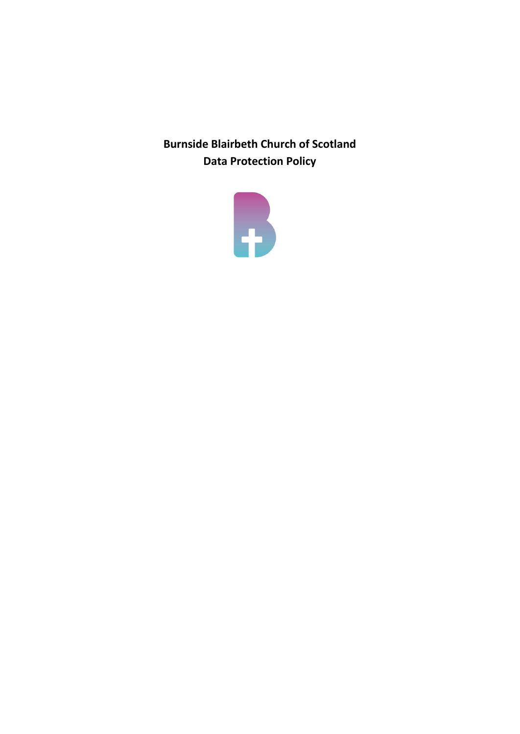**Burnside Blairbeth Church of Scotland**
**Data Protection Policy**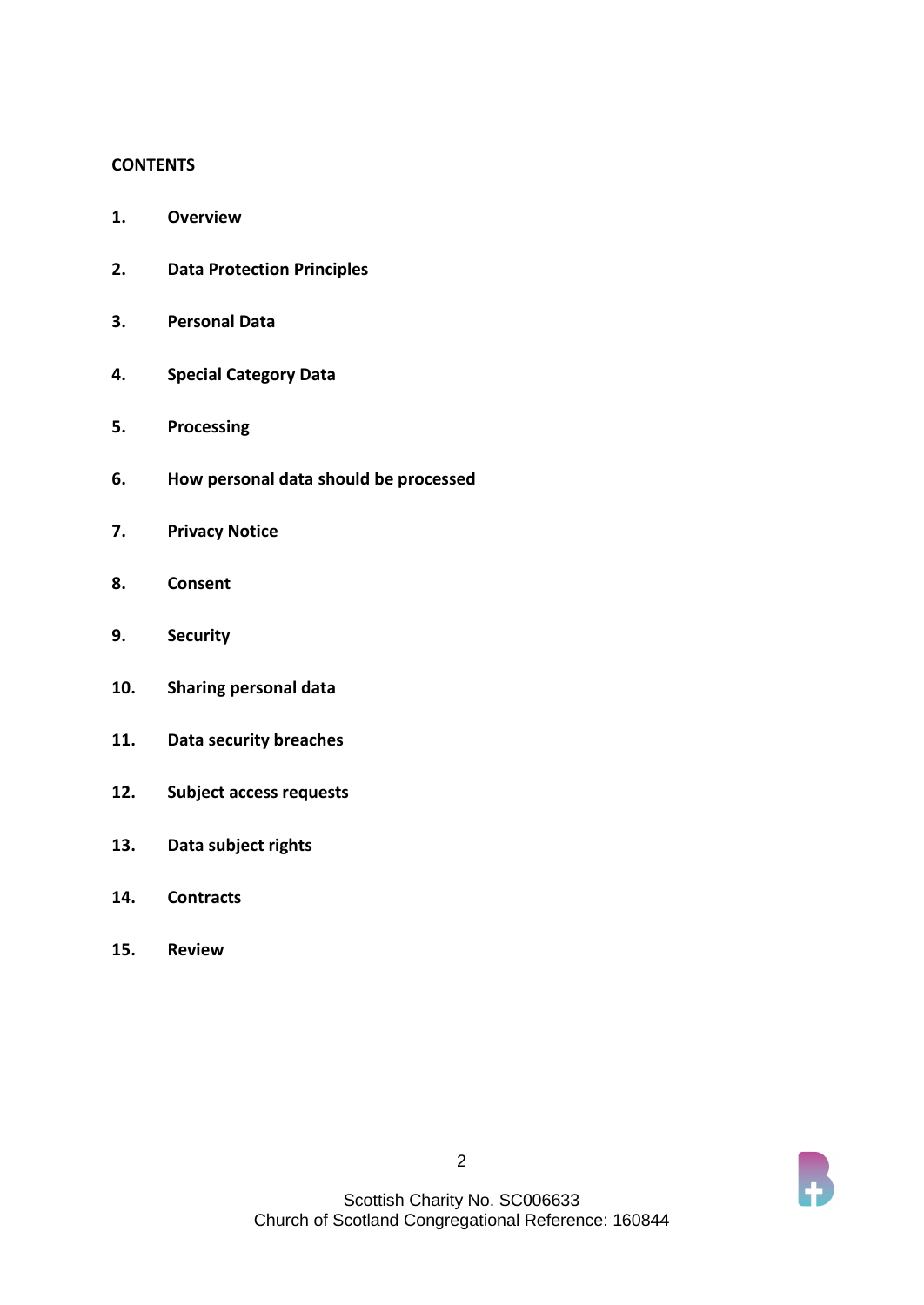**CONTENTS**

1. **Overview**
2. **Data Protection Principles**
3. **Personal Data**
4. **Special Category Data**
5. **Processing**
6. **How personal data should be processed**
7. **Privacy Notice**
8. **Consent**
9. **Security**
10. **Sharing personal data**
11. **Data security breaches**
12. **Subject access requests**
13. **Data subject rights**
14. **Contracts**
15. **Review**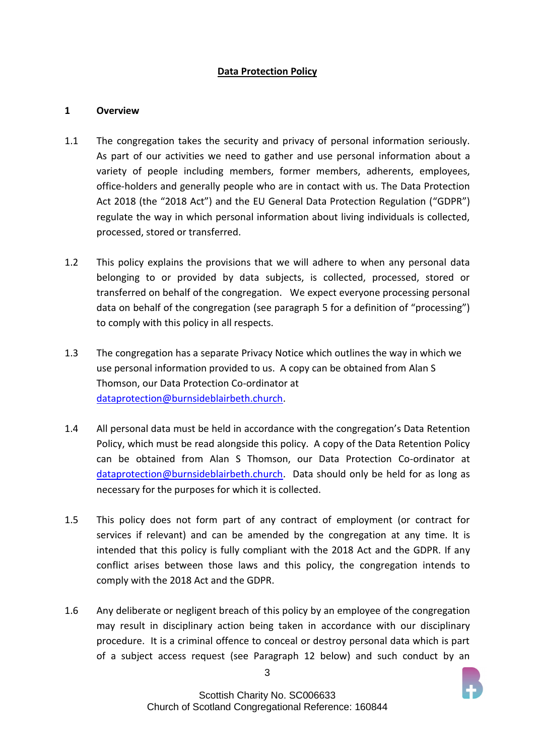# Data Protection Policy

## 1 Overview

1.1 The congregation takes the security and privacy of personal information seriously. As part of our activities we need to gather and use personal information about a variety of people including members, former members, adherents, employees, office-holders and generally people who are in contact with us. The Data Protection Act 2018 (the "2018 Act") and the EU General Data Protection Regulation ("GDPR") regulate the way in which personal information about living individuals is collected, processed, stored or transferred.

1.2 This policy explains the provisions that we will adhere to when any personal data belonging to or provided by data subjects, is collected, processed, stored or transferred on behalf of the congregation. We expect everyone processing personal data on behalf of the congregation (see paragraph 5 for a definition of "processing") to comply with this policy in all respects.

1.3 The congregation has a separate Privacy Notice which outlines the way in which we use personal information provided to us. A copy can be obtained from Alan S Thomson, our Data Protection Co-ordinator at dataprotection@burnsideblairbeth.church.

1.4 All personal data must be held in accordance with the congregation's Data Retention Policy, which must be read alongside this policy. A copy of the Data Retention Policy can be obtained from Alan S Thomson, our Data Protection Co-ordinator at dataprotection@burnsideblairbeth.church. Data should only be held for as long as necessary for the purposes for which it is collected.

1.5 This policy does not form part of any contract of employment (or contract for services if relevant) and can be amended by the congregation at any time. It is intended that this policy is fully compliant with the 2018 Act and the GDPR. If any conflict arises between those laws and this policy, the congregation intends to comply with the 2018 Act and the GDPR.

1.6 Any deliberate or negligent breach of this policy by an employee of the congregation may result in disciplinary action being taken in accordance with our disciplinary procedure. It is a criminal offence to conceal or destroy personal data which is part of a subject access request (see Paragraph 12 below) and such conduct by an

Scottish Charity No. SC006633
Church of Scotland Congregational Reference: 160844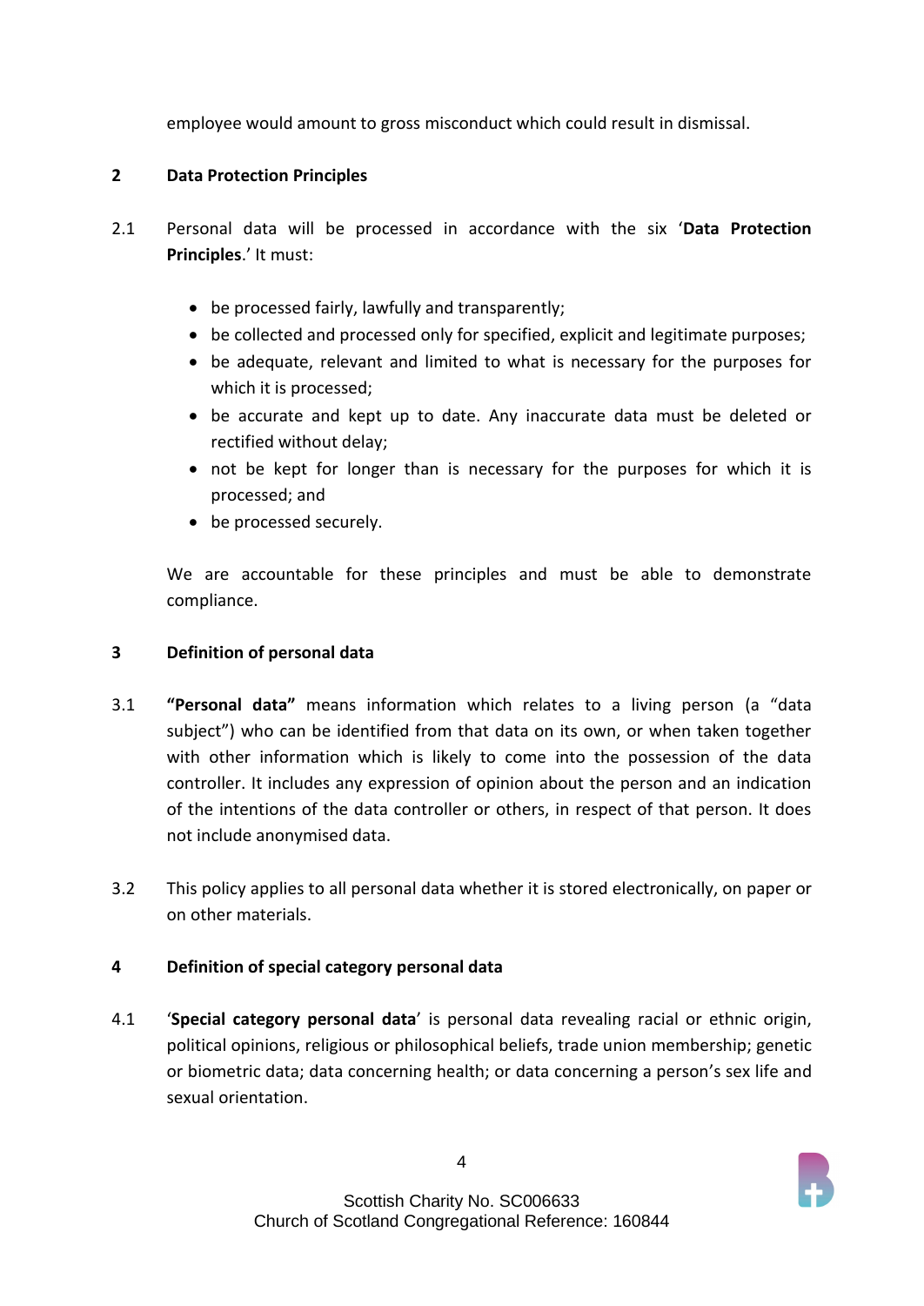employee would amount to gross misconduct which could result in dismissal.

## 2 Data Protection Principles

2.1 Personal data will be processed in accordance with the six '**Data Protection Principles**.' It must:

- be processed fairly, lawfully and transparently;
- be collected and processed only for specified, explicit and legitimate purposes;
- be adequate, relevant and limited to what is necessary for the purposes for which it is processed;
- be accurate and kept up to date. Any inaccurate data must be deleted or rectified without delay;
- not be kept for longer than is necessary for the purposes for which it is processed; and
- be processed securely.

We are accountable for these principles and must be able to demonstrate compliance.

## 3 Definition of personal data

3.1 **"Personal data"** means information which relates to a living person (a "data subject") who can be identified from that data on its own, or when taken together with other information which is likely to come into the possession of the data controller. It includes any expression of opinion about the person and an indication of the intentions of the data controller or others, in respect of that person. It does not include anonymised data.

3.2 This policy applies to all personal data whether it is stored electronically, on paper or on other materials.

## 4 Definition of special category personal data

4.1 '**Special category personal data**' is personal data revealing racial or ethnic origin, political opinions, religious or philosophical beliefs, trade union membership; genetic or biometric data; data concerning health; or data concerning a person's sex life and sexual orientation.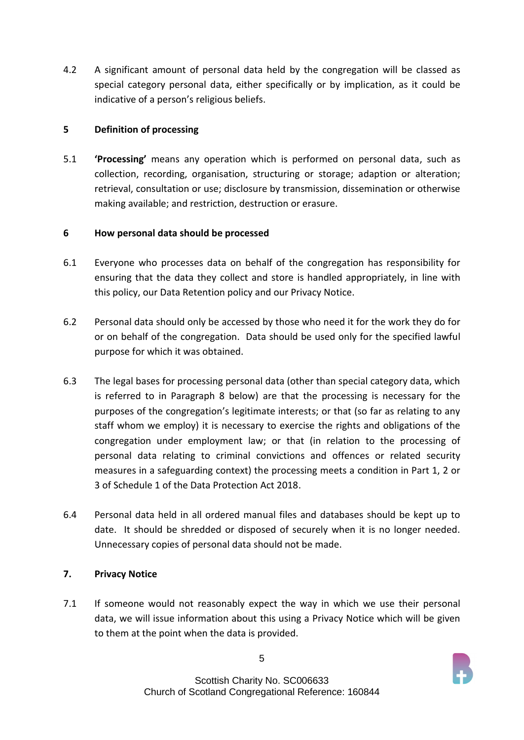4.2 A significant amount of personal data held by the congregation will be classed as special category personal data, either specifically or by implication, as it could be indicative of a person's religious beliefs.

## 5 Definition of processing

5.1 **'Processing'** means any operation which is performed on personal data, such as collection, recording, organisation, structuring or storage; adaption or alteration; retrieval, consultation or use; disclosure by transmission, dissemination or otherwise making available; and restriction, destruction or erasure.

## 6 How personal data should be processed

6.1 Everyone who processes data on behalf of the congregation has responsibility for ensuring that the data they collect and store is handled appropriately, in line with this policy, our Data Retention policy and our Privacy Notice.

6.2 Personal data should only be accessed by those who need it for the work they do for or on behalf of the congregation. Data should be used only for the specified lawful purpose for which it was obtained.

6.3 The legal bases for processing personal data (other than special category data, which is referred to in Paragraph 8 below) are that the processing is necessary for the purposes of the congregation's legitimate interests; or that (so far as relating to any staff whom we employ) it is necessary to exercise the rights and obligations of the congregation under employment law; or that (in relation to the processing of personal data relating to criminal convictions and offences or related security measures in a safeguarding context) the processing meets a condition in Part 1, 2 or 3 of Schedule 1 of the Data Protection Act 2018.

6.4 Personal data held in all ordered manual files and databases should be kept up to date. It should be shredded or disposed of securely when it is no longer needed. Unnecessary copies of personal data should not be made.

## 7. Privacy Notice

7.1 If someone would not reasonably expect the way in which we use their personal data, we will issue information about this using a Privacy Notice which will be given to them at the point when the data is provided.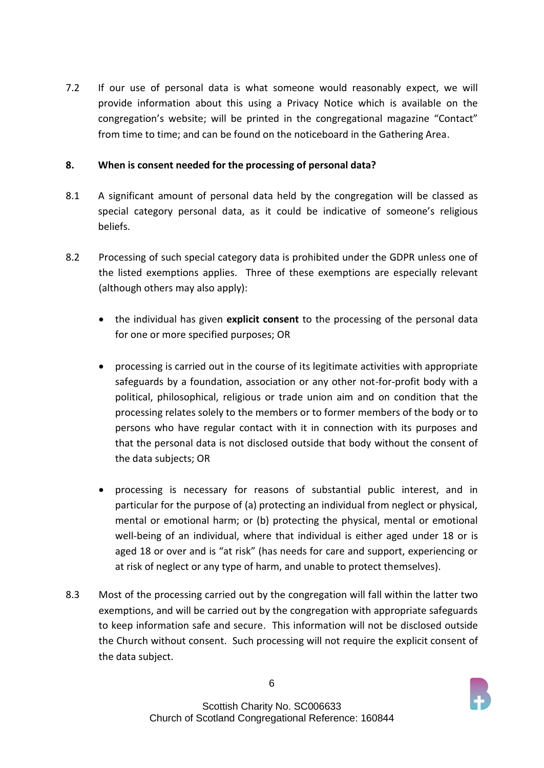7.2 If our use of personal data is what someone would reasonably expect, we will provide information about this using a Privacy Notice which is available on the congregation's website; will be printed in the congregational magazine "Contact" from time to time; and can be found on the noticeboard in the Gathering Area.

## 8. When is consent needed for the processing of personal data?

8.1 A significant amount of personal data held by the congregation will be classed as special category personal data, as it could be indicative of someone's religious beliefs.

8.2 Processing of such special category data is prohibited under the GDPR unless one of the listed exemptions applies. Three of these exemptions are especially relevant (although others may also apply):

- the individual has given **explicit consent** to the processing of the personal data for one or more specified purposes; OR

- processing is carried out in the course of its legitimate activities with appropriate safeguards by a foundation, association or any other not-for-profit body with a political, philosophical, religious or trade union aim and on condition that the processing relates solely to the members or to former members of the body or to persons who have regular contact with it in connection with its purposes and that the personal data is not disclosed outside that body without the consent of the data subjects; OR

- processing is necessary for reasons of substantial public interest, and in particular for the purpose of (a) protecting an individual from neglect or physical, mental or emotional harm; or (b) protecting the physical, mental or emotional well-being of an individual, where that individual is either aged under 18 or is aged 18 or over and is "at risk" (has needs for care and support, experiencing or at risk of neglect or any type of harm, and unable to protect themselves).

8.3 Most of the processing carried out by the congregation will fall within the latter two exemptions, and will be carried out by the congregation with appropriate safeguards to keep information safe and secure. This information will not be disclosed outside the Church without consent. Such processing will not require the explicit consent of the data subject.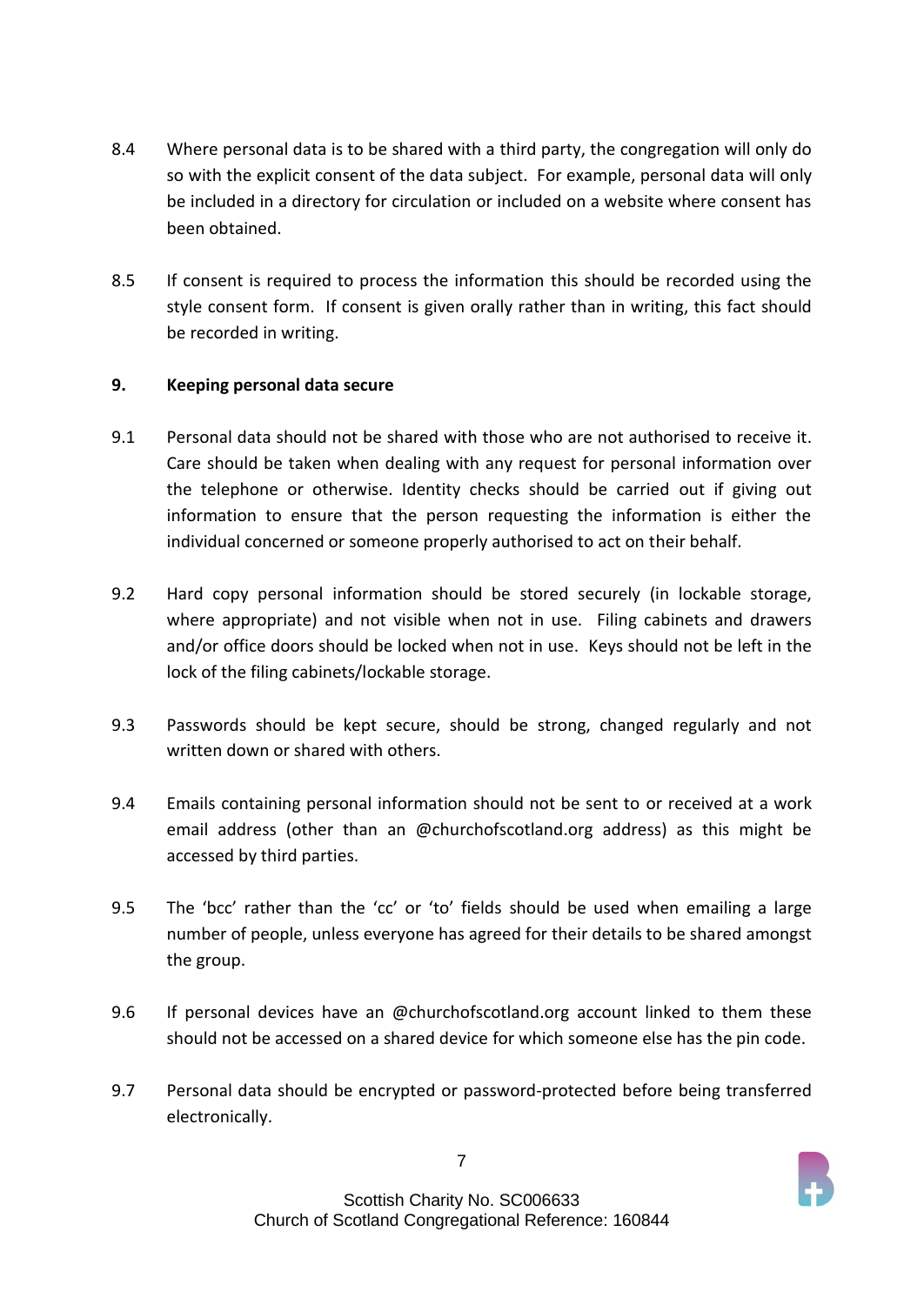8.4 Where personal data is to be shared with a third party, the congregation will only do so with the explicit consent of the data subject. For example, personal data will only be included in a directory for circulation or included on a website where consent has been obtained.

8.5 If consent is required to process the information this should be recorded using the style consent form. If consent is given orally rather than in writing, this fact should be recorded in writing.

## 9. Keeping personal data secure

9.1 Personal data should not be shared with those who are not authorised to receive it. Care should be taken when dealing with any request for personal information over the telephone or otherwise. Identity checks should be carried out if giving out information to ensure that the person requesting the information is either the individual concerned or someone properly authorised to act on their behalf.

9.2 Hard copy personal information should be stored securely (in lockable storage, where appropriate) and not visible when not in use. Filing cabinets and drawers and/or office doors should be locked when not in use. Keys should not be left in the lock of the filing cabinets/lockable storage.

9.3 Passwords should be kept secure, should be strong, changed regularly and not written down or shared with others.

9.4 Emails containing personal information should not be sent to or received at a work email address (other than an @churchofscotland.org address) as this might be accessed by third parties.

9.5 The 'bcc' rather than the 'cc' or 'to' fields should be used when emailing a large number of people, unless everyone has agreed for their details to be shared amongst the group.

9.6 If personal devices have an @churchofscotland.org account linked to them these should not be accessed on a shared device for which someone else has the pin code.

9.7 Personal data should be encrypted or password-protected before being transferred electronically.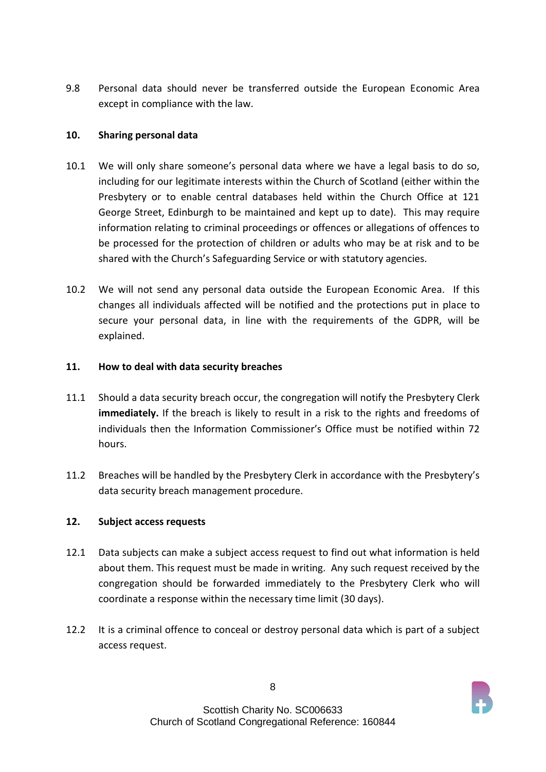9.8 Personal data should never be transferred outside the European Economic Area except in compliance with the law.

## 10. Sharing personal data

10.1 We will only share someone's personal data where we have a legal basis to do so, including for our legitimate interests within the Church of Scotland (either within the Presbytery or to enable central databases held within the Church Office at 121 George Street, Edinburgh to be maintained and kept up to date). This may require information relating to criminal proceedings or offences or allegations of offences to be processed for the protection of children or adults who may be at risk and to be shared with the Church's Safeguarding Service or with statutory agencies.

10.2 We will not send any personal data outside the European Economic Area. If this changes all individuals affected will be notified and the protections put in place to secure your personal data, in line with the requirements of the GDPR, will be explained.

## 11. How to deal with data security breaches

11.1 Should a data security breach occur, the congregation will notify the Presbytery Clerk **immediately.** If the breach is likely to result in a risk to the rights and freedoms of individuals then the Information Commissioner's Office must be notified within 72 hours.

11.2 Breaches will be handled by the Presbytery Clerk in accordance with the Presbytery's data security breach management procedure.

## 12. Subject access requests

12.1 Data subjects can make a subject access request to find out what information is held about them. This request must be made in writing. Any such request received by the congregation should be forwarded immediately to the Presbytery Clerk who will coordinate a response within the necessary time limit (30 days).

12.2 It is a criminal offence to conceal or destroy personal data which is part of a subject access request.

Scottish Charity No. SC006633
Church of Scotland Congregational Reference: 160844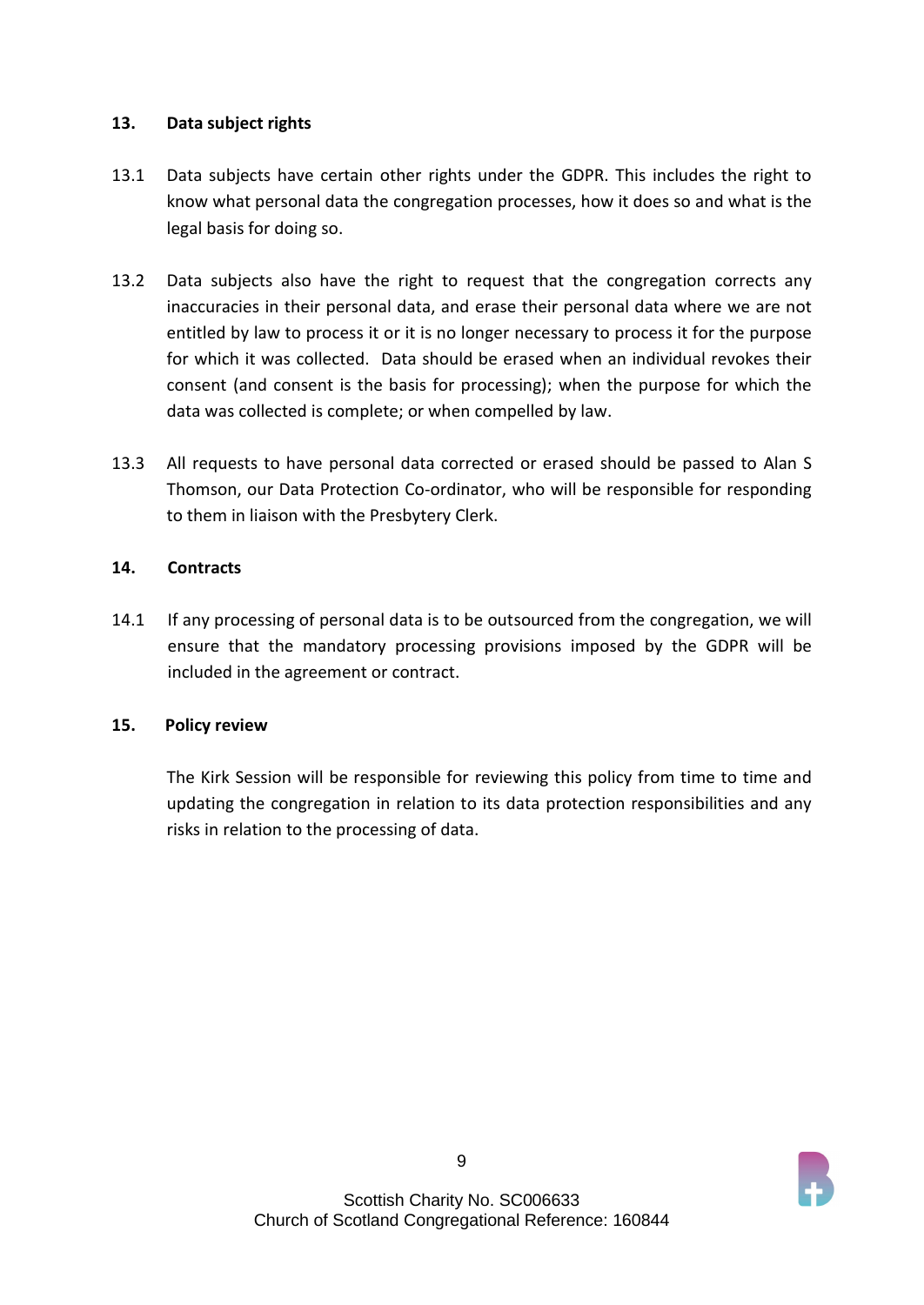## 13. Data subject rights

13.1 Data subjects have certain other rights under the GDPR. This includes the right to know what personal data the congregation processes, how it does so and what is the legal basis for doing so.

13.2 Data subjects also have the right to request that the congregation corrects any inaccuracies in their personal data, and erase their personal data where we are not entitled by law to process it or it is no longer necessary to process it for the purpose for which it was collected. Data should be erased when an individual revokes their consent (and consent is the basis for processing); when the purpose for which the data was collected is complete; or when compelled by law.

13.3 All requests to have personal data corrected or erased should be passed to Alan S Thomson, our Data Protection Co-ordinator, who will be responsible for responding to them in liaison with the Presbytery Clerk.

## 14. Contracts

14.1 If any processing of personal data is to be outsourced from the congregation, we will ensure that the mandatory processing provisions imposed by the GDPR will be included in the agreement or contract.

## 15. Policy review

The Kirk Session will be responsible for reviewing this policy from time to time and updating the congregation in relation to its data protection responsibilities and any risks in relation to the processing of data.